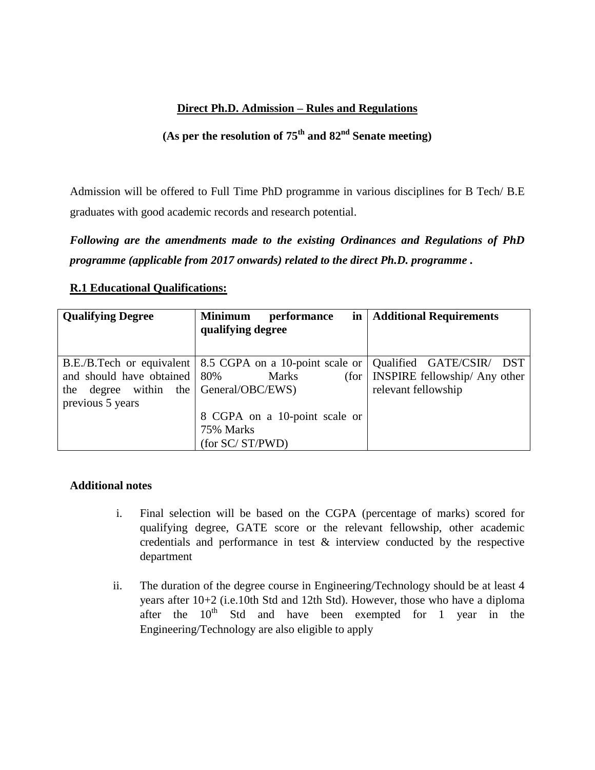# Direct Ph.D. Admission – Rules and Regulations

## (As per the resolution of 75th and 82nd Senate meeting)

Admission will be offered to Full Time PhD programme in various disciplines for B Tech/ B.E graduates with good academic records and research potential.

***Following are the amendments made to the existing Ordinances and Regulations of PhD programme (applicable from 2017 onwards) related to the direct Ph.D. programme .***

### R.1 Educational Qualifications:

| Qualifying Degree | Minimum performance in qualifying degree | Additional Requirements |
|---|---|---|
| B.E./B.Tech or equivalent and should have obtained the degree within the previous 5 years | 8.5 CGPA on a 10-point scale or 80% Marks (for General/OBC/EWS)<br><br>8 CGPA on a 10-point scale or 75% Marks (for SC/ ST/PWD) | Qualified GATE/CSIR/ DST INSPIRE fellowship/ Any other relevant fellowship |

**Additional notes**

i. Final selection will be based on the CGPA (percentage of marks) scored for qualifying degree, GATE score or the relevant fellowship, other academic credentials and performance in test & interview conducted by the respective department

ii. The duration of the degree course in Engineering/Technology should be at least 4 years after 10+2 (i.e.10th Std and 12th Std). However, those who have a diploma after the 10th Std and have been exempted for 1 year in the Engineering/Technology are also eligible to apply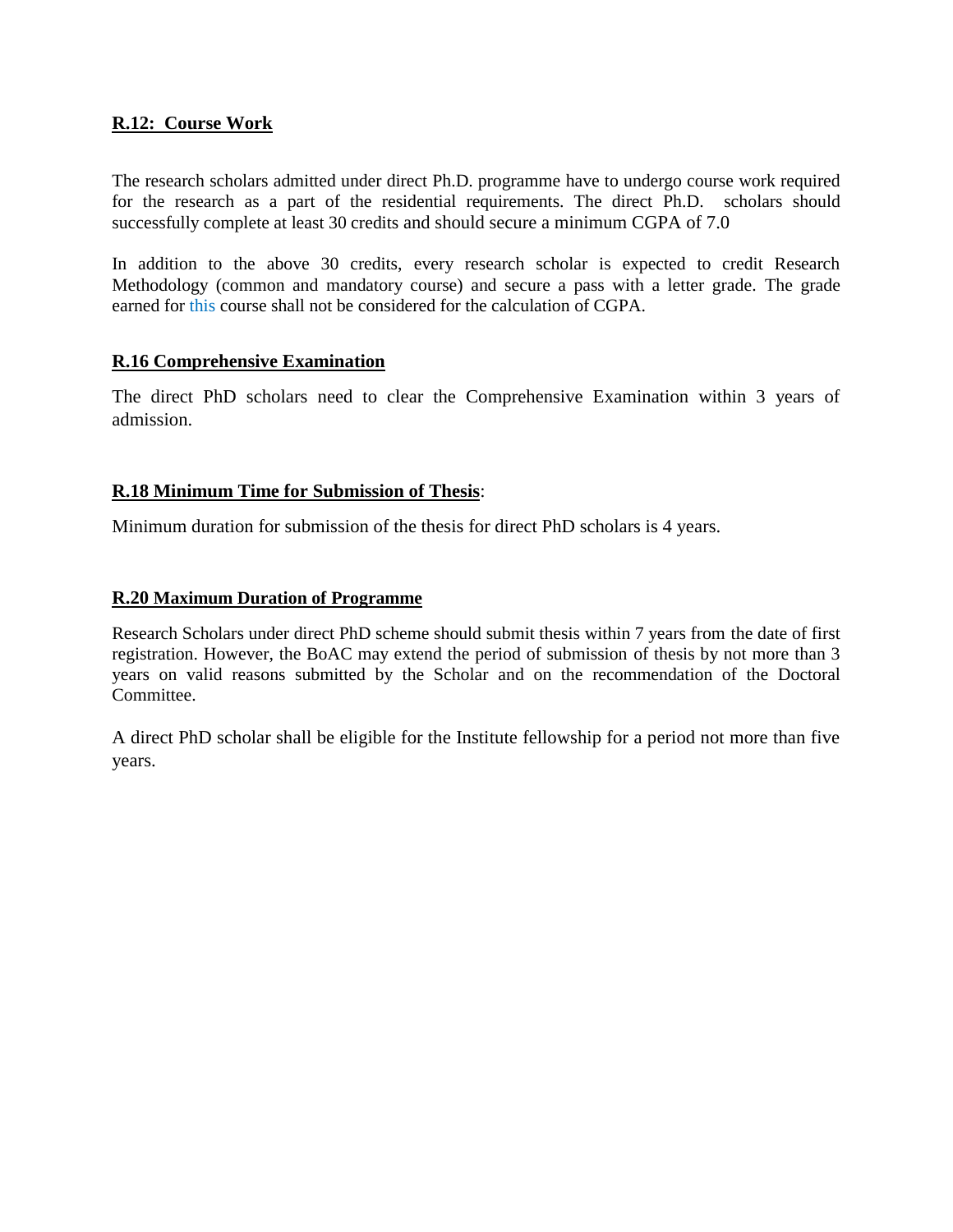## R.12: Course Work

The research scholars admitted under direct Ph.D. programme have to undergo course work required for the research as a part of the residential requirements. The direct Ph.D. scholars should successfully complete at least 30 credits and should secure a minimum CGPA of 7.0

In addition to the above 30 credits, every research scholar is expected to credit Research Methodology (common and mandatory course) and secure a pass with a letter grade. The grade earned for this course shall not be considered for the calculation of CGPA.

## R.16 Comprehensive Examination

The direct PhD scholars need to clear the Comprehensive Examination within 3 years of admission.

## R.18 Minimum Time for Submission of Thesis:

Minimum duration for submission of the thesis for direct PhD scholars is 4 years.

## R.20 Maximum Duration of Programme

Research Scholars under direct PhD scheme should submit thesis within 7 years from the date of first registration. However, the BoAC may extend the period of submission of thesis by not more than 3 years on valid reasons submitted by the Scholar and on the recommendation of the Doctoral Committee.

A direct PhD scholar shall be eligible for the Institute fellowship for a period not more than five years.